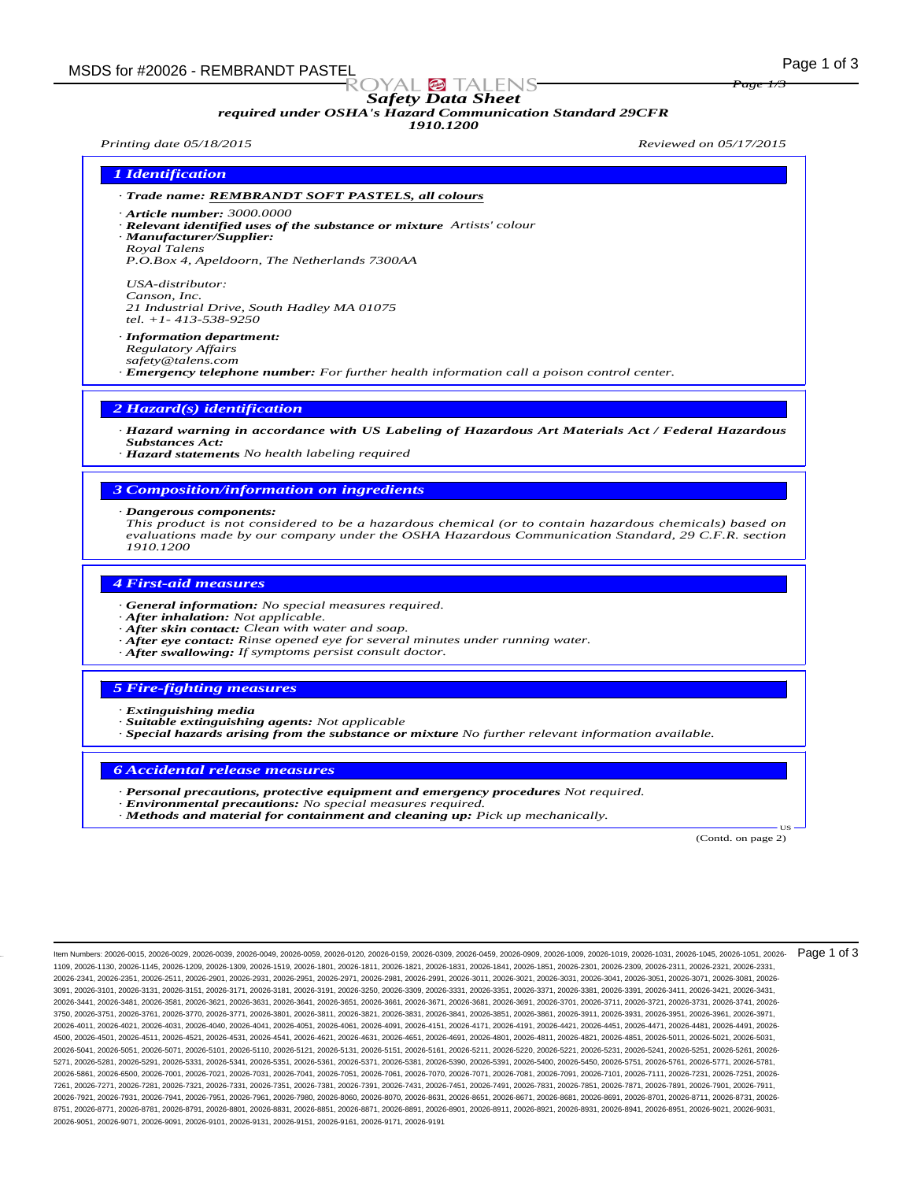# Safety Data Sheet

**required under OSHA's Hazard Communication Standard 29CFR 1910.1200**

*Printing date 05/18/2015* *Reviewed on 05/17/2015*

## 1 Identification

- ***Trade name:*** ***REMBRANDT SOFT PASTELS, all colours***
- ***Article number:*** *3000.0000*
- ***Relevant identified uses of the substance or mixture*** *Artists' colour*
- ***Manufacturer/Supplier:***
  *Royal Talens*
  *P.O.Box 4, Apeldoorn, The Netherlands 7300AA*

  *USA-distributor:*
  *Canson, Inc.*
  *21 Industrial Drive, South Hadley MA 01075*
  *tel. +1- 413-538-9250*
- ***Information department:***
  *Regulatory Affairs*
  *safety@talens.com*
- ***Emergency telephone number:*** *For further health information call a poison control center.*

## 2 Hazard(s) identification

- ***Hazard warning in accordance with US Labeling of Hazardous Art Materials Act / Federal Hazardous Substances Act:***
- ***Hazard statements*** *No health labeling required*

## 3 Composition/information on ingredients

- ***Dangerous components:***
  *This product is not considered to be a hazardous chemical (or to contain hazardous chemicals) based on evaluations made by our company under the OSHA Hazardous Communication Standard, 29 C.F.R. section 1910.1200*

## 4 First-aid measures

- ***General information:*** *No special measures required.*
- ***After inhalation:*** *Not applicable.*
- ***After skin contact:*** *Clean with water and soap.*
- ***After eye contact:*** *Rinse opened eye for several minutes under running water.*
- ***After swallowing:*** *If symptoms persist consult doctor.*

## 5 Fire-fighting measures

- ***Extinguishing media***
- ***Suitable extinguishing agents:*** *Not applicable*
- ***Special hazards arising from the substance or mixture*** *No further relevant information available.*

## 6 Accidental release measures

- ***Personal precautions, protective equipment and emergency procedures*** *Not required.*
- ***Environmental precautions:*** *No special measures required.*
- ***Methods and material for containment and cleaning up:*** *Pick up mechanically.*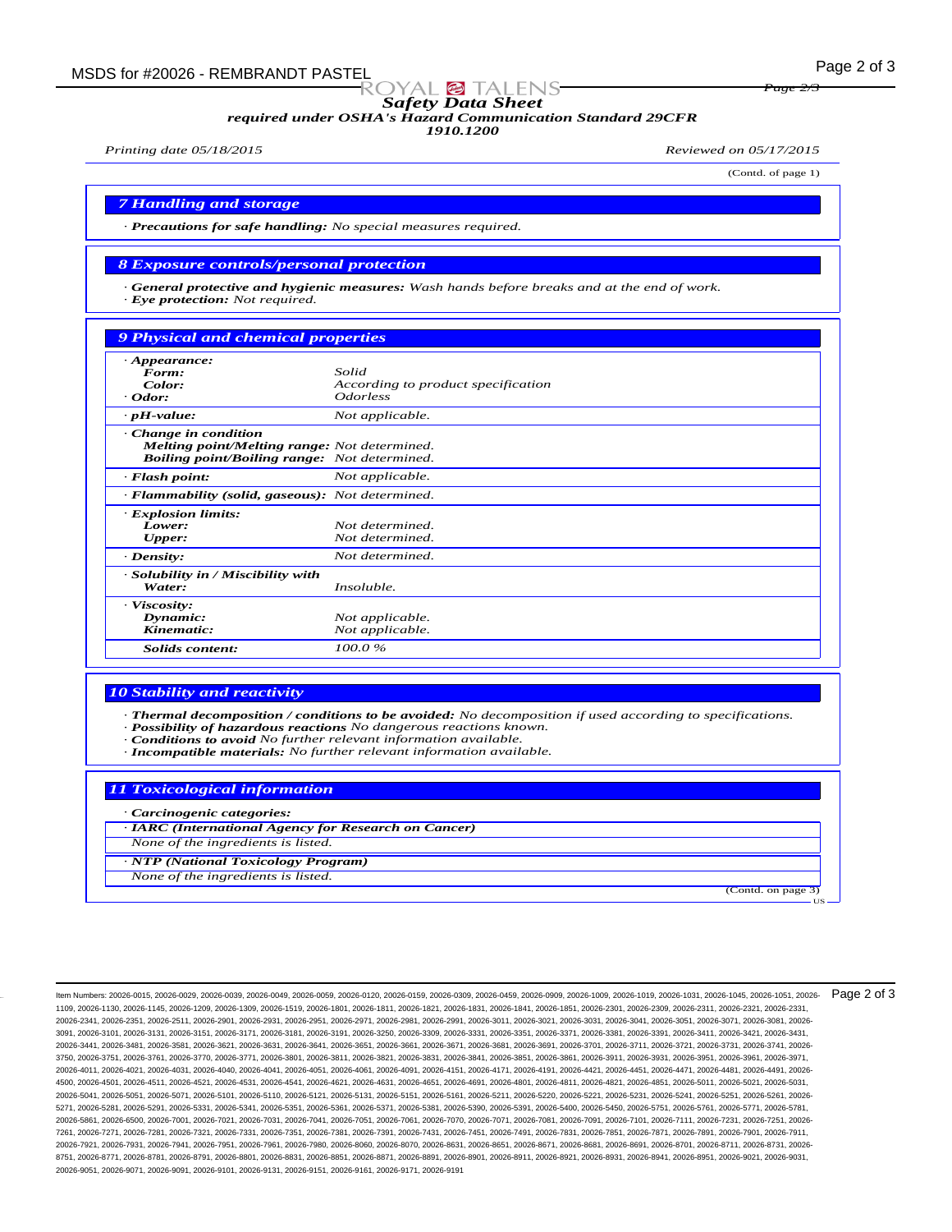(Contd. of page 1)

## 7 Handling and storage

· **Precautions for safe handling:** *No special measures required.*

## 8 Exposure controls/personal protection

· **General protective and hygienic measures:** *Wash hands before breaks and at the end of work.*
· **Eye protection:** *Not required.*

## 9 Physical and chemical properties

| | |
|---|---|
| · **Appearance:** | |
| **Form:** | *Solid* |
| **Color:** | *According to product specification* |
| · **Odor:** | *Odorless* |
| · **pH-value:** | *Not applicable.* |
| · **Change in condition** | |
| **Melting point/Melting range:** | *Not determined.* |
| **Boiling point/Boiling range:** | *Not determined.* |
| · **Flash point:** | *Not applicable.* |
| · **Flammability (solid, gaseous):** | *Not determined.* |
| · **Explosion limits:** | |
| **Lower:** | *Not determined.* |
| **Upper:** | *Not determined.* |
| · **Density:** | *Not determined.* |
| · **Solubility in / Miscibility with** | |
| **Water:** | *Insoluble.* |
| · **Viscosity:** | |
| **Dynamic:** | *Not applicable.* |
| **Kinematic:** | *Not applicable.* |
| **Solids content:** | *100.0 %* |

## 10 Stability and reactivity

· **Thermal decomposition / conditions to be avoided:** *No decomposition if used according to specifications.*
· **Possibility of hazardous reactions** *No dangerous reactions known.*
· **Conditions to avoid** *No further relevant information available.*
· **Incompatible materials:** *No further relevant information available.*

## 11 Toxicological information

· **Carcinogenic categories:**

· **IARC (International Agency for Research on Cancer)**
*None of the ingredients is listed.*

· **NTP (National Toxicology Program)**
*None of the ingredients is listed.*

(Contd. on page 3)

Item Numbers: 20026-0015, 20026-0029, 20026-0039, 20026-0049, 20026-0059, 20026-0120, 20026-0159, 20026-0309, 20026-0459, 20026-0909, 20026-1009, 20026-1019, 20026-1031, 20026-1045, 20026-1051, 20026-1109, 20026-1130, 20026-1145, 20026-1209, 20026-1309, 20026-1519, 20026-1801, 20026-1811, 20026-1821, 20026-1831, 20026-1841, 20026-1851, 20026-2301, 20026-2309, 20026-2311, 20026-2321, 20026-2331, 20026-2341, 20026-2351, 20026-2511, 20026-2901, 20026-2931, 20026-2951, 20026-2971, 20026-2981, 20026-2991, 20026-3011, 20026-3021, 20026-3031, 20026-3041, 20026-3051, 20026-3071, 20026-3081, 20026-3091, 20026-3101, 20026-3131, 20026-3151, 20026-3171, 20026-3181, 20026-3191, 20026-3250, 20026-3309, 20026-3331, 20026-3351, 20026-3371, 20026-3381, 20026-3391, 20026-3411, 20026-3421, 20026-3431, 20026-3441, 20026-3481, 20026-3581, 20026-3621, 20026-3631, 20026-3641, 20026-3651, 20026-3661, 20026-3671, 20026-3681, 20026-3691, 20026-3701, 20026-3711, 20026-3721, 20026-3731, 20026-3741, 20026-3750, 20026-3751, 20026-3761, 20026-3770, 20026-3771, 20026-3801, 20026-3811, 20026-3821, 20026-3831, 20026-3841, 20026-3851, 20026-3861, 20026-3911, 20026-3931, 20026-3951, 20026-3961, 20026-3971, 20026-4011, 20026-4021, 20026-4031, 20026-4040, 20026-4041, 20026-4051, 20026-4061, 20026-4091, 20026-4151, 20026-4171, 20026-4191, 20026-4421, 20026-4451, 20026-4471, 20026-4481, 20026-4491, 20026-4500, 20026-4501, 20026-4511, 20026-4521, 20026-4531, 20026-4541, 20026-4621, 20026-4631, 20026-4651, 20026-4691, 20026-4801, 20026-4811, 20026-4821, 20026-4851, 20026-5011, 20026-5021, 20026-5031, 20026-5041, 20026-5051, 20026-5071, 20026-5101, 20026-5110, 20026-5121, 20026-5131, 20026-5151, 20026-5161, 20026-5211, 20026-5220, 20026-5221, 20026-5231, 20026-5241, 20026-5251, 20026-5261, 20026-5271, 20026-5281, 20026-5291, 20026-5331, 20026-5341, 20026-5351, 20026-5361, 20026-5371, 20026-5381, 20026-5390, 20026-5391, 20026-5400, 20026-5450, 20026-5751, 20026-5761, 20026-5771, 20026-5781, 20026-5861, 20026-6500, 20026-7001, 20026-7021, 20026-7031, 20026-7041, 20026-7051, 20026-7061, 20026-7070, 20026-7071, 20026-7081, 20026-7091, 20026-7101, 20026-7111, 20026-7231, 20026-7251, 20026-7261, 20026-7271, 20026-7281, 20026-7321, 20026-7331, 20026-7351, 20026-7381, 20026-7391, 20026-7431, 20026-7451, 20026-7491, 20026-7831, 20026-7851, 20026-7871, 20026-7891, 20026-7901, 20026-7911, 20026-7921, 20026-7931, 20026-7941, 20026-7951, 20026-7961, 20026-7980, 20026-8060, 20026-8070, 20026-8631, 20026-8651, 20026-8671, 20026-8681, 20026-8691, 20026-8701, 20026-8711, 20026-8731, 20026-8751, 20026-8771, 20026-8781, 20026-8791, 20026-8801, 20026-8831, 20026-8851, 20026-8871, 20026-8891, 20026-8901, 20026-8911, 20026-8921, 20026-8931, 20026-8941, 20026-8951, 20026-9021, 20026-9031, 20026-9051, 20026-9071, 20026-9091, 20026-9101, 20026-9131, 20026-9151, 20026-9161, 20026-9171, 20026-9191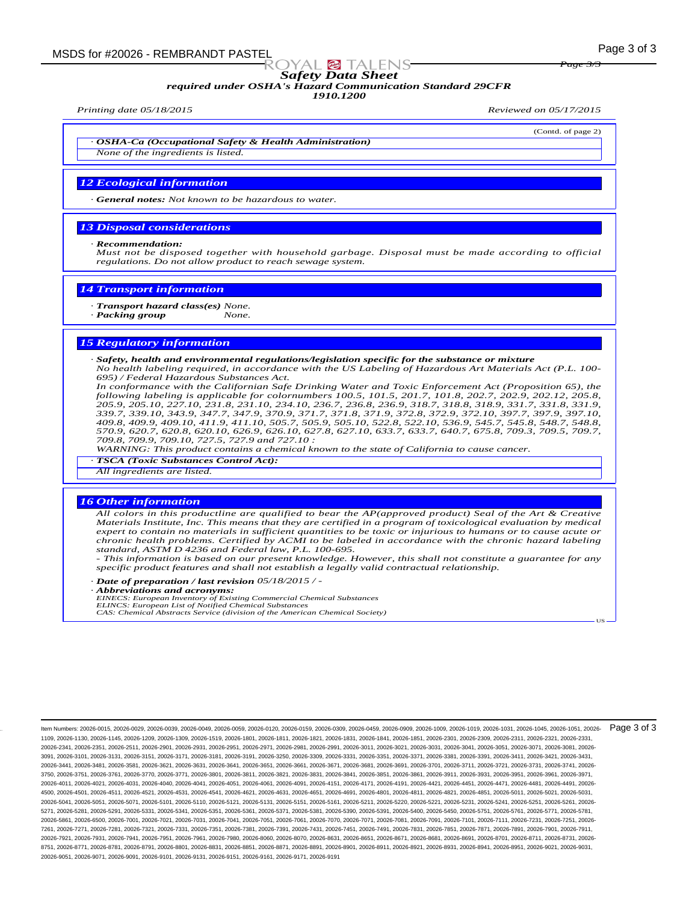(Contd. of page 2)

· *OSHA-Ca (Occupational Safety & Health Administration)*

*None of the ingredients is listed.*

## 12 Ecological information

· ***General notes:*** *Not known to be hazardous to water.*

## 13 Disposal considerations

· ***Recommendation:***

*Must not be disposed together with household garbage. Disposal must be made according to official regulations. Do not allow product to reach sewage system.*

## 14 Transport information

· ***Transport hazard class(es)*** *None.*

· ***Packing group*** *None.*

## 15 Regulatory information

· ***Safety, health and environmental regulations/legislation specific for the substance or mixture***

*No health labeling required, in accordance with the US Labeling of Hazardous Art Materials Act (P.L. 100-695) / Federal Hazardous Substances Act.*

*In conformance with the Californian Safe Drinking Water and Toxic Enforcement Act (Proposition 65), the following labeling is applicable for colornumbers 100.5, 101.5, 201.7, 101.8, 202.7, 202.9, 202.12, 205.8, 205.9, 205.10, 227.10, 231.8, 231.10, 234.10, 236.7, 236.8, 236.9, 318.7, 318.8, 318.9, 331.7, 331.8, 331.9, 339.7, 339.10, 343.9, 347.7, 347.9, 370.9, 371.7, 371.8, 371.9, 372.8, 372.9, 372.10, 397.7, 397.9, 397.10, 409.8, 409.9, 409.10, 411.9, 411.10, 505.7, 505.9, 505.10, 522.8, 522.10, 536.9, 545.7, 545.8, 548.7, 548.8, 570.9, 620.7, 620.8, 620.10, 626.9, 626.10, 627.8, 627.10, 633.7, 633.7, 640.7, 675.8, 709.3, 709.5, 709.7, 709.8, 709.9, 709.10, 727.5, 727.9 and 727.10 :*

*WARNING: This product contains a chemical known to the state of California to cause cancer.*

· ***TSCA (Toxic Substances Control Act):***

*All ingredients are listed.*

## 16 Other information

*All colors in this productline are qualified to bear the AP(approved product) Seal of the Art & Creative Materials Institute, Inc. This means that they are certified in a program of toxicological evaluation by medical expert to contain no materials in sufficient quantities to be toxic or injurious to humans or to cause acute or chronic health problems. Certified by ACMI to be labeled in accordance with the chronic hazard labeling standard, ASTM D 4236 and Federal law, P.L. 100-695.*

*- This information is based on our present knowledge. However, this shall not constitute a guarantee for any specific product features and shall not establish a legally valid contractual relationship.*

· ***Date of preparation / last revision*** *05/18/2015 / -*

· ***Abbreviations and acronyms:***

*EINECS: European Inventory of Existing Commercial Chemical Substances*
*ELINCS: European List of Notified Chemical Substances*
*CAS: Chemical Abstracts Service (division of the American Chemical Society)*

Item Numbers: 20026-0015, 20026-0029, 20026-0039, 20026-0049, 20026-0059, 20026-0120, 20026-0159, 20026-0309, 20026-0459, 20026-0909, 20026-1009, 20026-1019, 20026-1031, 20026-1045, 20026-1051, 20026-1109, 20026-1130, 20026-1145, 20026-1209, 20026-1309, 20026-1519, 20026-1801, 20026-1811, 20026-1821, 20026-1831, 20026-1841, 20026-1851, 20026-2301, 20026-2309, 20026-2311, 20026-2321, 20026-2331, 20026-2341, 20026-2351, 20026-2511, 20026-2901, 20026-2931, 20026-2951, 20026-2971, 20026-2981, 20026-2991, 20026-3011, 20026-3021, 20026-3031, 20026-3041, 20026-3051, 20026-3071, 20026-3081, 20026-3091, 20026-3101, 20026-3131, 20026-3151, 20026-3171, 20026-3181, 20026-3191, 20026-3250, 20026-3309, 20026-3331, 20026-3351, 20026-3371, 20026-3381, 20026-3391, 20026-3411, 20026-3421, 20026-3431, 20026-3441, 20026-3481, 20026-3581, 20026-3621, 20026-3631, 20026-3641, 20026-3651, 20026-3661, 20026-3671, 20026-3681, 20026-3691, 20026-3701, 20026-3711, 20026-3721, 20026-3731, 20026-3741, 20026-3750, 20026-3751, 20026-3761, 20026-3770, 20026-3771, 20026-3801, 20026-3811, 20026-3821, 20026-3831, 20026-3841, 20026-3851, 20026-3861, 20026-3911, 20026-3931, 20026-3951, 20026-3961, 20026-3971, 20026-4011, 20026-4021, 20026-4031, 20026-4040, 20026-4041, 20026-4051, 20026-4061, 20026-4091, 20026-4151, 20026-4171, 20026-4191, 20026-4421, 20026-4451, 20026-4471, 20026-4481, 20026-4491, 20026-4500, 20026-4501, 20026-4511, 20026-4521, 20026-4531, 20026-4541, 20026-4621, 20026-4631, 20026-4651, 20026-4691, 20026-4801, 20026-4811, 20026-4821, 20026-4851, 20026-5011, 20026-5021, 20026-5031, 20026-5041, 20026-5051, 20026-5071, 20026-5101, 20026-5110, 20026-5121, 20026-5131, 20026-5151, 20026-5161, 20026-5211, 20026-5220, 20026-5221, 20026-5231, 20026-5241, 20026-5251, 20026-5261, 20026-5271, 20026-5281, 20026-5291, 20026-5331, 20026-5341, 20026-5351, 20026-5361, 20026-5371, 20026-5381, 20026-5390, 20026-5391, 20026-5400, 20026-5450, 20026-5751, 20026-5761, 20026-5771, 20026-5781, 20026-5861, 20026-6500, 20026-7001, 20026-7021, 20026-7031, 20026-7041, 20026-7051, 20026-7061, 20026-7070, 20026-7071, 20026-7081, 20026-7091, 20026-7101, 20026-7111, 20026-7231, 20026-7251, 20026-7261, 20026-7271, 20026-7281, 20026-7321, 20026-7331, 20026-7351, 20026-7381, 20026-7391, 20026-7431, 20026-7451, 20026-7491, 20026-7831, 20026-7851, 20026-7871, 20026-7891, 20026-7901, 20026-7911, 20026-7921, 20026-7931, 20026-7941, 20026-7951, 20026-7961, 20026-7980, 20026-8060, 20026-8070, 20026-8631, 20026-8651, 20026-8671, 20026-8681, 20026-8691, 20026-8701, 20026-8711, 20026-8731, 20026-8751, 20026-8771, 20026-8781, 20026-8791, 20026-8801, 20026-8831, 20026-8851, 20026-8871, 20026-8891, 20026-8901, 20026-8911, 20026-8921, 20026-8931, 20026-8941, 20026-8951, 20026-9021, 20026-9031, 20026-9051, 20026-9071, 20026-9091, 20026-9101, 20026-9131, 20026-9151, 20026-9161, 20026-9171, 20026-9191